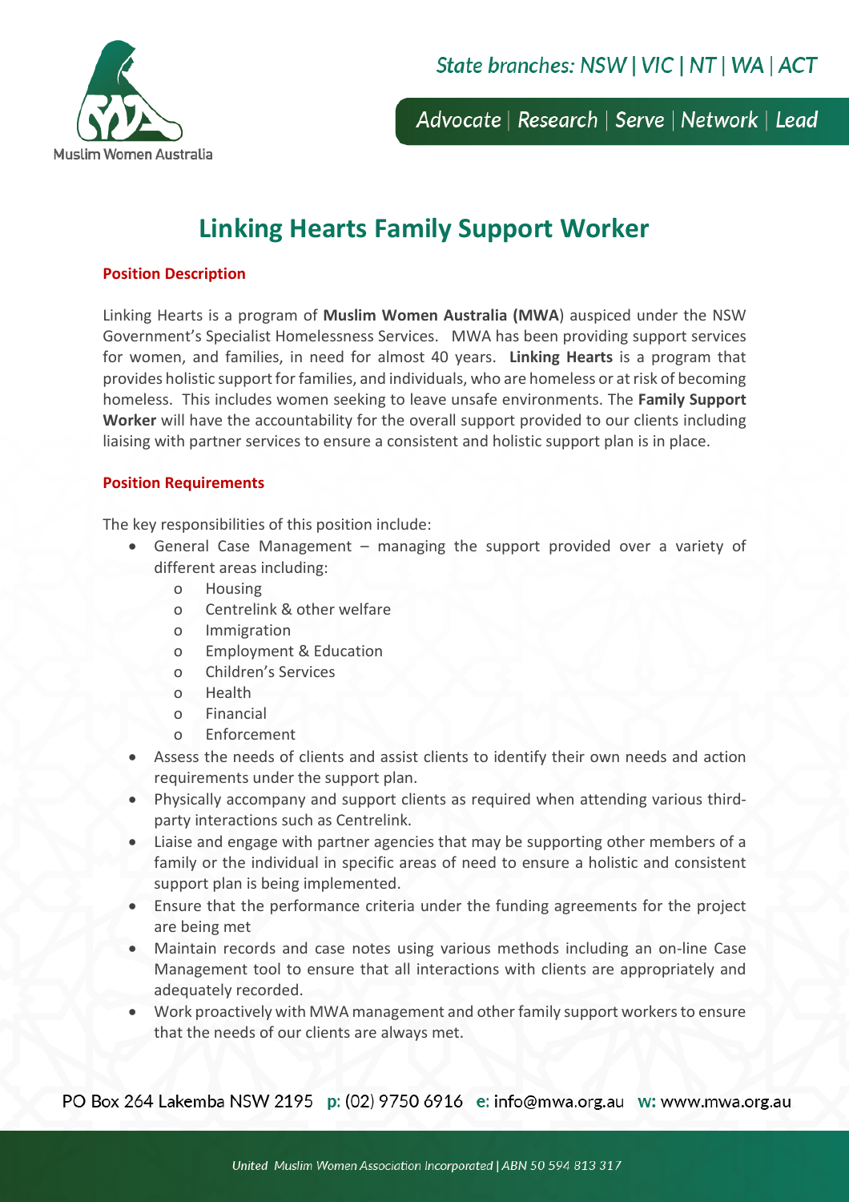# Linking Hearts Family Support Worker

## Position Description

Linking Hearts is a program of **Muslim Women Australia (MWA**) auspiced under the NSW Government's Specialist Homelessness Services. MWA has been providing support services for women, and families, in need for almost 40 years. **Linking Hearts** is a program that provides holistic support for families, and individuals, who are homeless or at risk of becoming homeless. This includes women seeking to leave unsafe environments. The **Family Support Worker** will have the accountability for the overall support provided to our clients including liaising with partner services to ensure a consistent and holistic support plan is in place.

## Position Requirements

The key responsibilities of this position include:

- General Case Management – managing the support provided over a variety of different areas including:
  - Housing
  - Centrelink & other welfare
  - Immigration
  - Employment & Education
  - Children's Services
  - Health
  - Financial
  - Enforcement
- Assess the needs of clients and assist clients to identify their own needs and action requirements under the support plan.
- Physically accompany and support clients as required when attending various third-party interactions such as Centrelink.
- Liaise and engage with partner agencies that may be supporting other members of a family or the individual in specific areas of need to ensure a holistic and consistent support plan is being implemented.
- Ensure that the performance criteria under the funding agreements for the project are being met
- Maintain records and case notes using various methods including an on-line Case Management tool to ensure that all interactions with clients are appropriately and adequately recorded.
- Work proactively with MWA management and other family support workers to ensure that the needs of our clients are always met.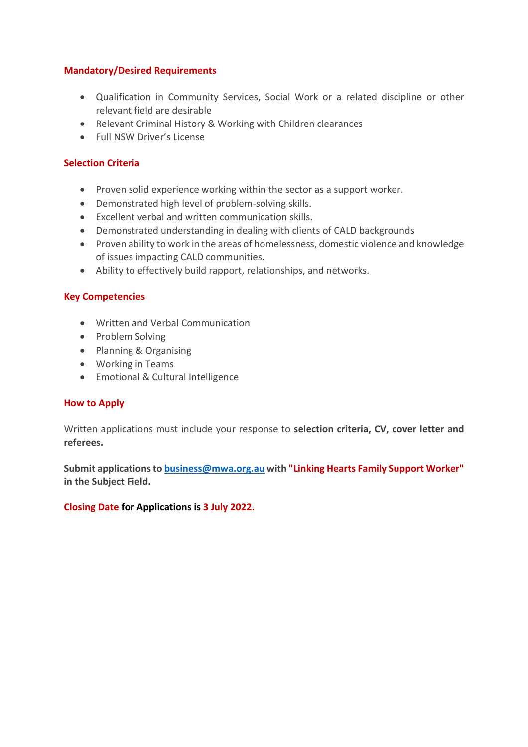## Mandatory/Desired Requirements

- Qualification in Community Services, Social Work or a related discipline or other relevant field are desirable
- Relevant Criminal History & Working with Children clearances
- Full NSW Driver's License

## Selection Criteria

- Proven solid experience working within the sector as a support worker.
- Demonstrated high level of problem-solving skills.
- Excellent verbal and written communication skills.
- Demonstrated understanding in dealing with clients of CALD backgrounds
- Proven ability to work in the areas of homelessness, domestic violence and knowledge of issues impacting CALD communities.
- Ability to effectively build rapport, relationships, and networks.

## Key Competencies

- Written and Verbal Communication
- Problem Solving
- Planning & Organising
- Working in Teams
- Emotional & Cultural Intelligence

## How to Apply

Written applications must include your response to **selection criteria, CV, cover letter and referees.**

**Submit applications to [business@mwa.org.au](mailto:business@mwa.org.au) with "Linking Hearts Family Support Worker" in the Subject Field.**

**Closing Date for Applications is 3 July 2022.**